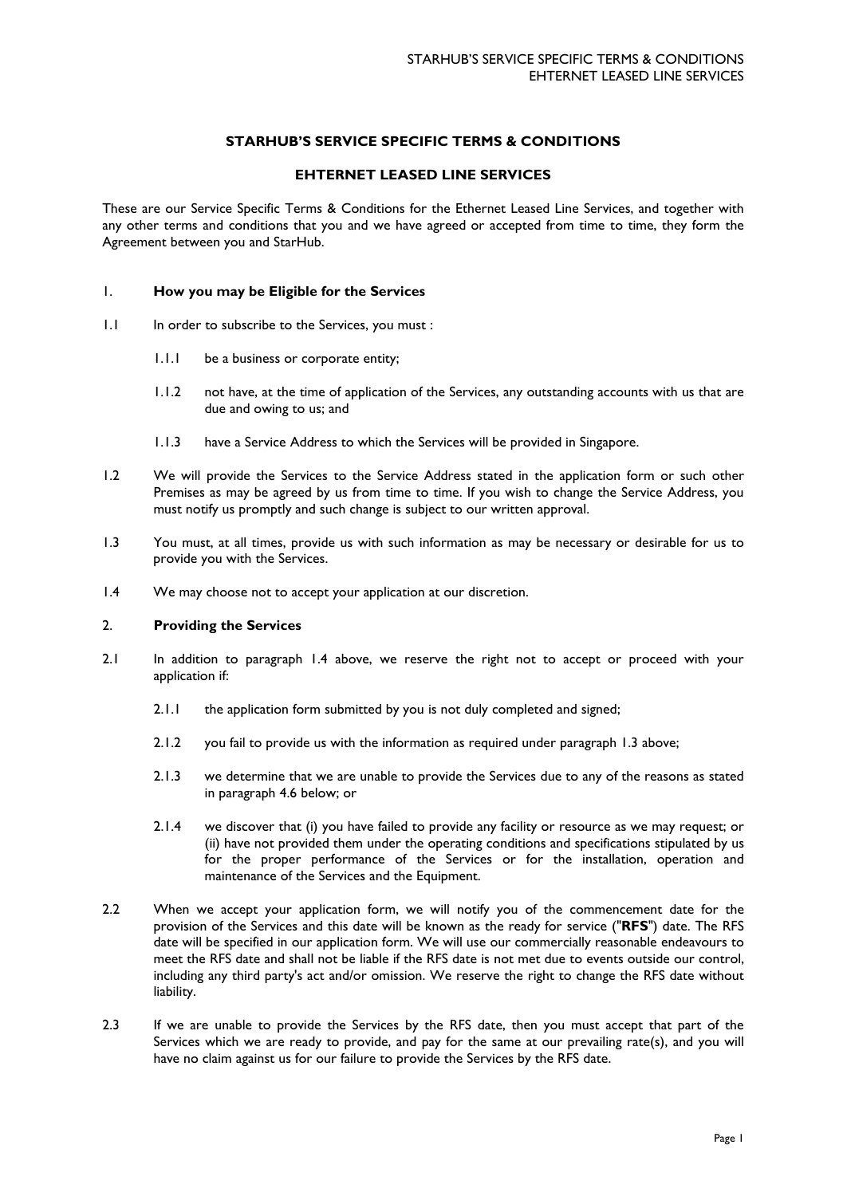# STARHUB'S SERVICE SPECIFIC TERMS & CONDITIONS

## EHTERNET LEASED LINE SERVICES

These are our Service Specific Terms & Conditions for the Ethernet Leased Line Services, and together with any other terms and conditions that you and we have agreed or accepted from time to time, they form the Agreement between you and StarHub.

### 1. How you may be Eligible for the Services

1.1 In order to subscribe to the Services, you must :

- 1.1.1 be a business or corporate entity;
- 1.1.2 not have, at the time of application of the Services, any outstanding accounts with us that are due and owing to us; and
- 1.1.3 have a Service Address to which the Services will be provided in Singapore.

1.2 We will provide the Services to the Service Address stated in the application form or such other Premises as may be agreed by us from time to time. If you wish to change the Service Address, you must notify us promptly and such change is subject to our written approval.

1.3 You must, at all times, provide us with such information as may be necessary or desirable for us to provide you with the Services.

1.4 We may choose not to accept your application at our discretion.

### 2. Providing the Services

2.1 In addition to paragraph 1.4 above, we reserve the right not to accept or proceed with your application if:

- 2.1.1 the application form submitted by you is not duly completed and signed;
- 2.1.2 you fail to provide us with the information as required under paragraph 1.3 above;
- 2.1.3 we determine that we are unable to provide the Services due to any of the reasons as stated in paragraph 4.6 below; or
- 2.1.4 we discover that (i) you have failed to provide any facility or resource as we may request; or (ii) have not provided them under the operating conditions and specifications stipulated by us for the proper performance of the Services or for the installation, operation and maintenance of the Services and the Equipment.

2.2 When we accept your application form, we will notify you of the commencement date for the provision of the Services and this date will be known as the ready for service ("**RFS**") date. The RFS date will be specified in our application form. We will use our commercially reasonable endeavours to meet the RFS date and shall not be liable if the RFS date is not met due to events outside our control, including any third party's act and/or omission. We reserve the right to change the RFS date without liability.

2.3 If we are unable to provide the Services by the RFS date, then you must accept that part of the Services which we are ready to provide, and pay for the same at our prevailing rate(s), and you will have no claim against us for our failure to provide the Services by the RFS date.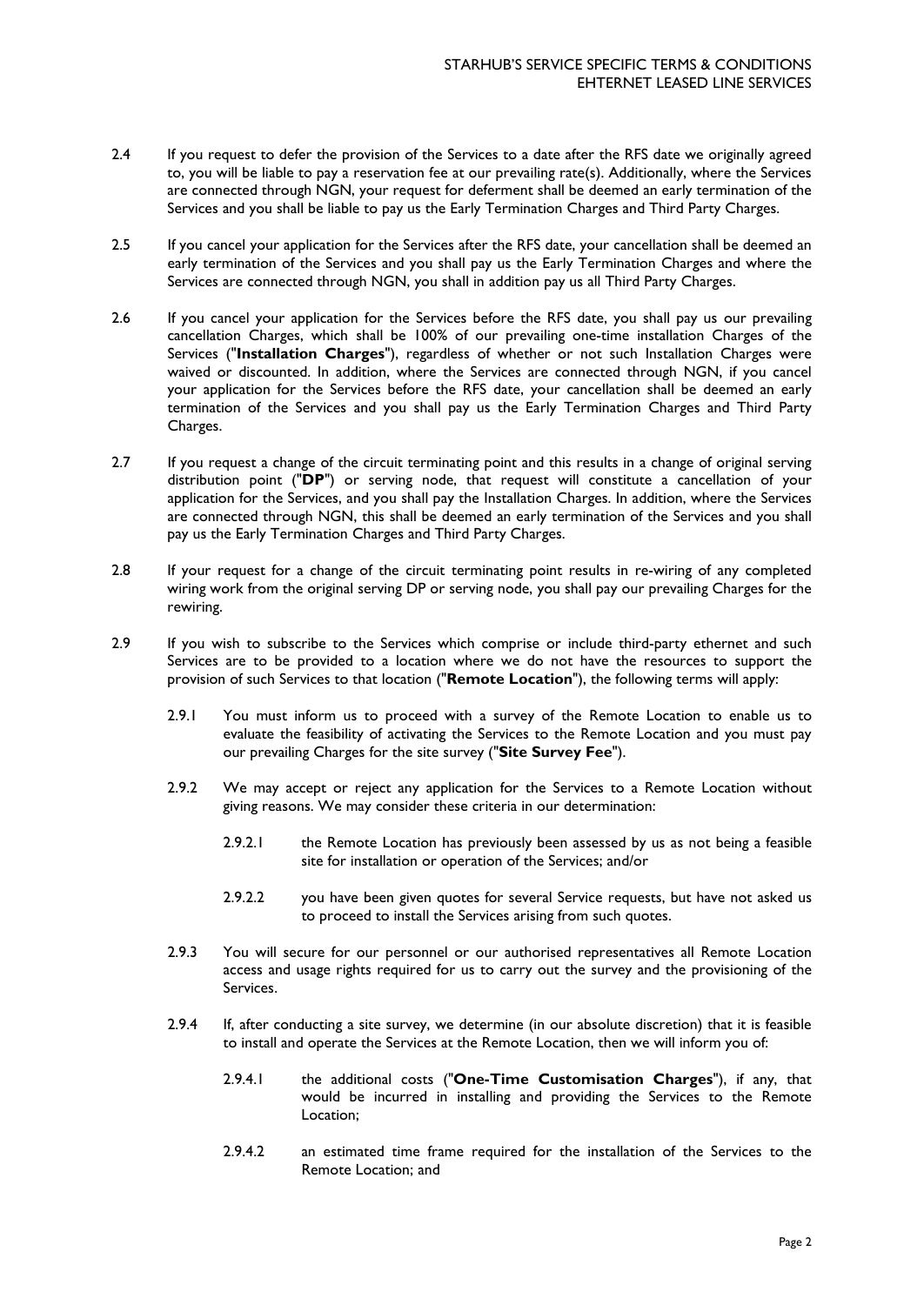2.4 If you request to defer the provision of the Services to a date after the RFS date we originally agreed to, you will be liable to pay a reservation fee at our prevailing rate(s). Additionally, where the Services are connected through NGN, your request for deferment shall be deemed an early termination of the Services and you shall be liable to pay us the Early Termination Charges and Third Party Charges.

2.5 If you cancel your application for the Services after the RFS date, your cancellation shall be deemed an early termination of the Services and you shall pay us the Early Termination Charges and where the Services are connected through NGN, you shall in addition pay us all Third Party Charges.

2.6 If you cancel your application for the Services before the RFS date, you shall pay us our prevailing cancellation Charges, which shall be 100% of our prevailing one-time installation Charges of the Services ("**Installation Charges**"), regardless of whether or not such Installation Charges were waived or discounted. In addition, where the Services are connected through NGN, if you cancel your application for the Services before the RFS date, your cancellation shall be deemed an early termination of the Services and you shall pay us the Early Termination Charges and Third Party Charges.

2.7 If you request a change of the circuit terminating point and this results in a change of original serving distribution point ("**DP**") or serving node, that request will constitute a cancellation of your application for the Services, and you shall pay the Installation Charges. In addition, where the Services are connected through NGN, this shall be deemed an early termination of the Services and you shall pay us the Early Termination Charges and Third Party Charges.

2.8 If your request for a change of the circuit terminating point results in re-wiring of any completed wiring work from the original serving DP or serving node, you shall pay our prevailing Charges for the rewiring.

2.9 If you wish to subscribe to the Services which comprise or include third-party ethernet and such Services are to be provided to a location where we do not have the resources to support the provision of such Services to that location ("**Remote Location**"), the following terms will apply:

2.9.1 You must inform us to proceed with a survey of the Remote Location to enable us to evaluate the feasibility of activating the Services to the Remote Location and you must pay our prevailing Charges for the site survey ("**Site Survey Fee**").

2.9.2 We may accept or reject any application for the Services to a Remote Location without giving reasons. We may consider these criteria in our determination:

2.9.2.1 the Remote Location has previously been assessed by us as not being a feasible site for installation or operation of the Services; and/or

2.9.2.2 you have been given quotes for several Service requests, but have not asked us to proceed to install the Services arising from such quotes.

2.9.3 You will secure for our personnel or our authorised representatives all Remote Location access and usage rights required for us to carry out the survey and the provisioning of the Services.

2.9.4 If, after conducting a site survey, we determine (in our absolute discretion) that it is feasible to install and operate the Services at the Remote Location, then we will inform you of:

2.9.4.1 the additional costs ("**One-Time Customisation Charges**"), if any, that would be incurred in installing and providing the Services to the Remote Location;

2.9.4.2 an estimated time frame required for the installation of the Services to the Remote Location; and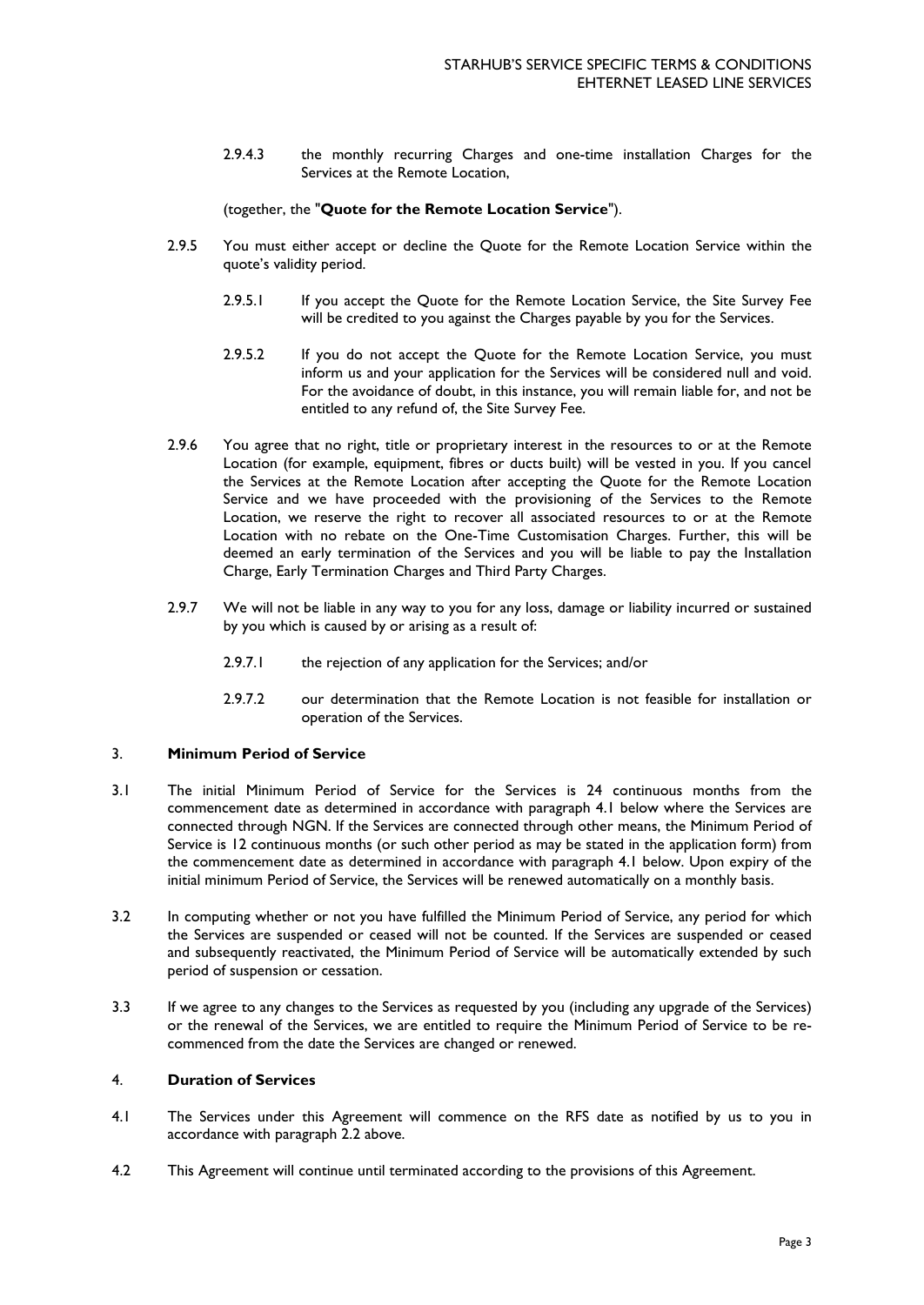2.9.4.3 the monthly recurring Charges and one-time installation Charges for the Services at the Remote Location,

(together, the "**Quote for the Remote Location Service**").

2.9.5 You must either accept or decline the Quote for the Remote Location Service within the quote's validity period.

2.9.5.1 If you accept the Quote for the Remote Location Service, the Site Survey Fee will be credited to you against the Charges payable by you for the Services.

2.9.5.2 If you do not accept the Quote for the Remote Location Service, you must inform us and your application for the Services will be considered null and void. For the avoidance of doubt, in this instance, you will remain liable for, and not be entitled to any refund of, the Site Survey Fee.

2.9.6 You agree that no right, title or proprietary interest in the resources to or at the Remote Location (for example, equipment, fibres or ducts built) will be vested in you. If you cancel the Services at the Remote Location after accepting the Quote for the Remote Location Service and we have proceeded with the provisioning of the Services to the Remote Location, we reserve the right to recover all associated resources to or at the Remote Location with no rebate on the One-Time Customisation Charges. Further, this will be deemed an early termination of the Services and you will be liable to pay the Installation Charge, Early Termination Charges and Third Party Charges.

2.9.7 We will not be liable in any way to you for any loss, damage or liability incurred or sustained by you which is caused by or arising as a result of:

2.9.7.1 the rejection of any application for the Services; and/or

2.9.7.2 our determination that the Remote Location is not feasible for installation or operation of the Services.

## 3. Minimum Period of Service

3.1 The initial Minimum Period of Service for the Services is 24 continuous months from the commencement date as determined in accordance with paragraph 4.1 below where the Services are connected through NGN. If the Services are connected through other means, the Minimum Period of Service is 12 continuous months (or such other period as may be stated in the application form) from the commencement date as determined in accordance with paragraph 4.1 below. Upon expiry of the initial minimum Period of Service, the Services will be renewed automatically on a monthly basis.

3.2 In computing whether or not you have fulfilled the Minimum Period of Service, any period for which the Services are suspended or ceased will not be counted. If the Services are suspended or ceased and subsequently reactivated, the Minimum Period of Service will be automatically extended by such period of suspension or cessation.

3.3 If we agree to any changes to the Services as requested by you (including any upgrade of the Services) or the renewal of the Services, we are entitled to require the Minimum Period of Service to be re-commenced from the date the Services are changed or renewed.

## 4. Duration of Services

4.1 The Services under this Agreement will commence on the RFS date as notified by us to you in accordance with paragraph 2.2 above.

4.2 This Agreement will continue until terminated according to the provisions of this Agreement.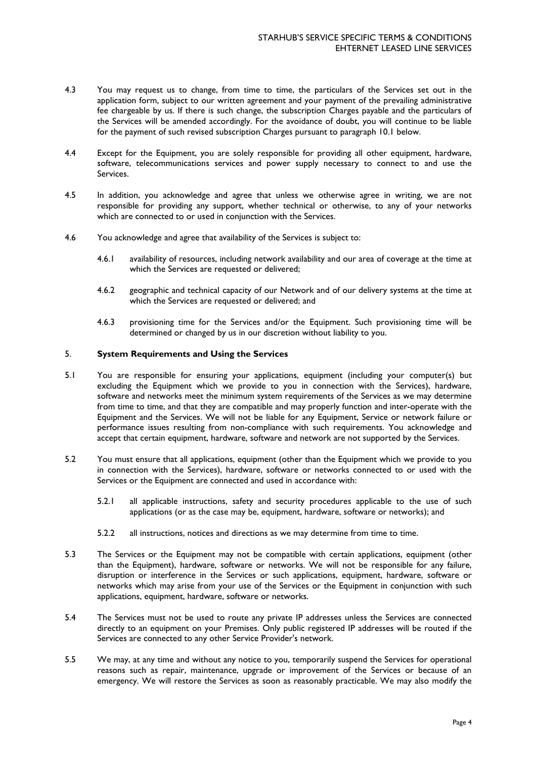4.3 You may request us to change, from time to time, the particulars of the Services set out in the application form, subject to our written agreement and your payment of the prevailing administrative fee chargeable by us. If there is such change, the subscription Charges payable and the particulars of the Services will be amended accordingly. For the avoidance of doubt, you will continue to be liable for the payment of such revised subscription Charges pursuant to paragraph 10.1 below.

4.4 Except for the Equipment, you are solely responsible for providing all other equipment, hardware, software, telecommunications services and power supply necessary to connect to and use the Services.

4.5 In addition, you acknowledge and agree that unless we otherwise agree in writing, we are not responsible for providing any support, whether technical or otherwise, to any of your networks which are connected to or used in conjunction with the Services.

4.6 You acknowledge and agree that availability of the Services is subject to:

4.6.1 availability of resources, including network availability and our area of coverage at the time at which the Services are requested or delivered;

4.6.2 geographic and technical capacity of our Network and of our delivery systems at the time at which the Services are requested or delivered; and

4.6.3 provisioning time for the Services and/or the Equipment. Such provisioning time will be determined or changed by us in our discretion without liability to you.

## 5. System Requirements and Using the Services

5.1 You are responsible for ensuring your applications, equipment (including your computer(s) but excluding the Equipment which we provide to you in connection with the Services), hardware, software and networks meet the minimum system requirements of the Services as we may determine from time to time, and that they are compatible and may properly function and inter-operate with the Equipment and the Services. We will not be liable for any Equipment, Service or network failure or performance issues resulting from non-compliance with such requirements. You acknowledge and accept that certain equipment, hardware, software and network are not supported by the Services.

5.2 You must ensure that all applications, equipment (other than the Equipment which we provide to you in connection with the Services), hardware, software or networks connected to or used with the Services or the Equipment are connected and used in accordance with:

5.2.1 all applicable instructions, safety and security procedures applicable to the use of such applications (or as the case may be, equipment, hardware, software or networks); and

5.2.2 all instructions, notices and directions as we may determine from time to time.

5.3 The Services or the Equipment may not be compatible with certain applications, equipment (other than the Equipment), hardware, software or networks. We will not be responsible for any failure, disruption or interference in the Services or such applications, equipment, hardware, software or networks which may arise from your use of the Services or the Equipment in conjunction with such applications, equipment, hardware, software or networks.

5.4 The Services must not be used to route any private IP addresses unless the Services are connected directly to an equipment on your Premises. Only public registered IP addresses will be routed if the Services are connected to any other Service Provider's network.

5.5 We may, at any time and without any notice to you, temporarily suspend the Services for operational reasons such as repair, maintenance, upgrade or improvement of the Services or because of an emergency. We will restore the Services as soon as reasonably practicable. We may also modify the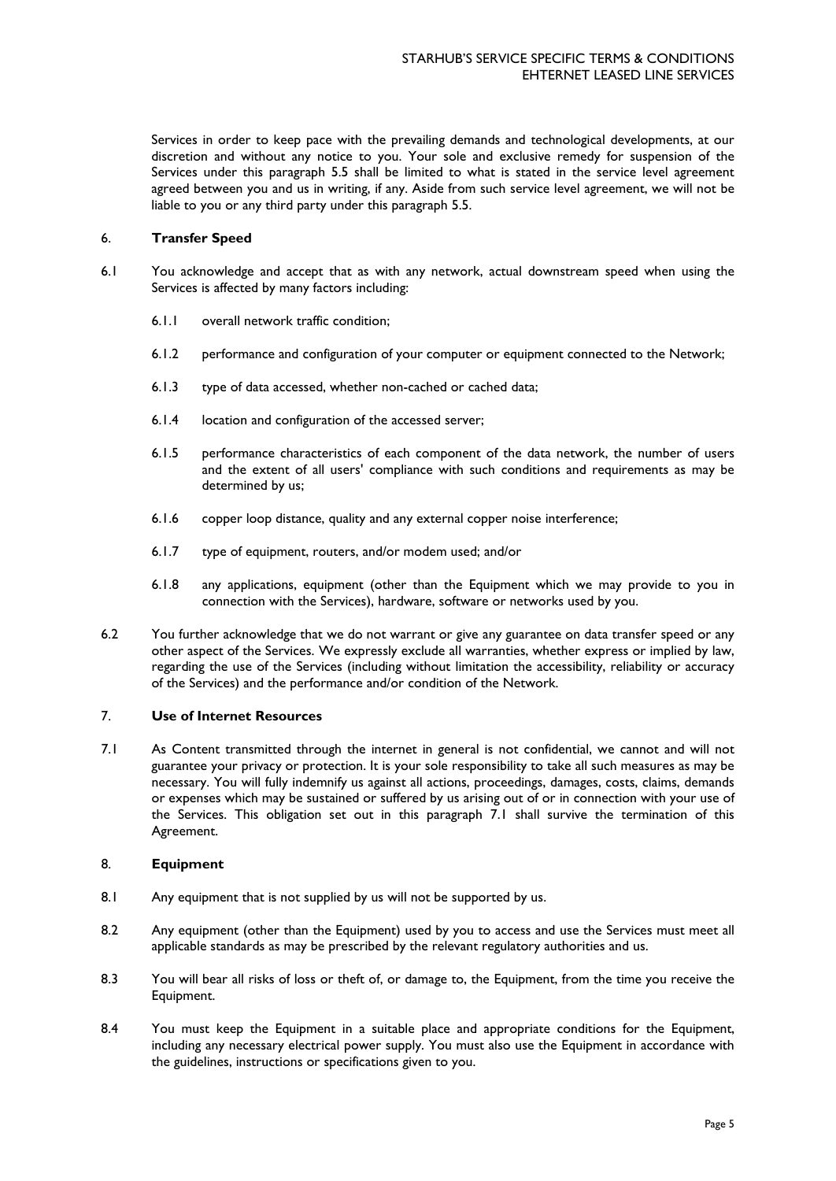Services in order to keep pace with the prevailing demands and technological developments, at our discretion and without any notice to you. Your sole and exclusive remedy for suspension of the Services under this paragraph 5.5 shall be limited to what is stated in the service level agreement agreed between you and us in writing, if any. Aside from such service level agreement, we will not be liable to you or any third party under this paragraph 5.5.

## 6. Transfer Speed

6.1 You acknowledge and accept that as with any network, actual downstream speed when using the Services is affected by many factors including:

- 6.1.1 overall network traffic condition;
- 6.1.2 performance and configuration of your computer or equipment connected to the Network;
- 6.1.3 type of data accessed, whether non-cached or cached data;
- 6.1.4 location and configuration of the accessed server;
- 6.1.5 performance characteristics of each component of the data network, the number of users and the extent of all users' compliance with such conditions and requirements as may be determined by us;
- 6.1.6 copper loop distance, quality and any external copper noise interference;
- 6.1.7 type of equipment, routers, and/or modem used; and/or
- 6.1.8 any applications, equipment (other than the Equipment which we may provide to you in connection with the Services), hardware, software or networks used by you.

6.2 You further acknowledge that we do not warrant or give any guarantee on data transfer speed or any other aspect of the Services. We expressly exclude all warranties, whether express or implied by law, regarding the use of the Services (including without limitation the accessibility, reliability or accuracy of the Services) and the performance and/or condition of the Network.

## 7. Use of Internet Resources

7.1 As Content transmitted through the internet in general is not confidential, we cannot and will not guarantee your privacy or protection. It is your sole responsibility to take all such measures as may be necessary. You will fully indemnify us against all actions, proceedings, damages, costs, claims, demands or expenses which may be sustained or suffered by us arising out of or in connection with your use of the Services. This obligation set out in this paragraph 7.1 shall survive the termination of this Agreement.

## 8. Equipment

8.1 Any equipment that is not supplied by us will not be supported by us.

8.2 Any equipment (other than the Equipment) used by you to access and use the Services must meet all applicable standards as may be prescribed by the relevant regulatory authorities and us.

8.3 You will bear all risks of loss or theft of, or damage to, the Equipment, from the time you receive the Equipment.

8.4 You must keep the Equipment in a suitable place and appropriate conditions for the Equipment, including any necessary electrical power supply. You must also use the Equipment in accordance with the guidelines, instructions or specifications given to you.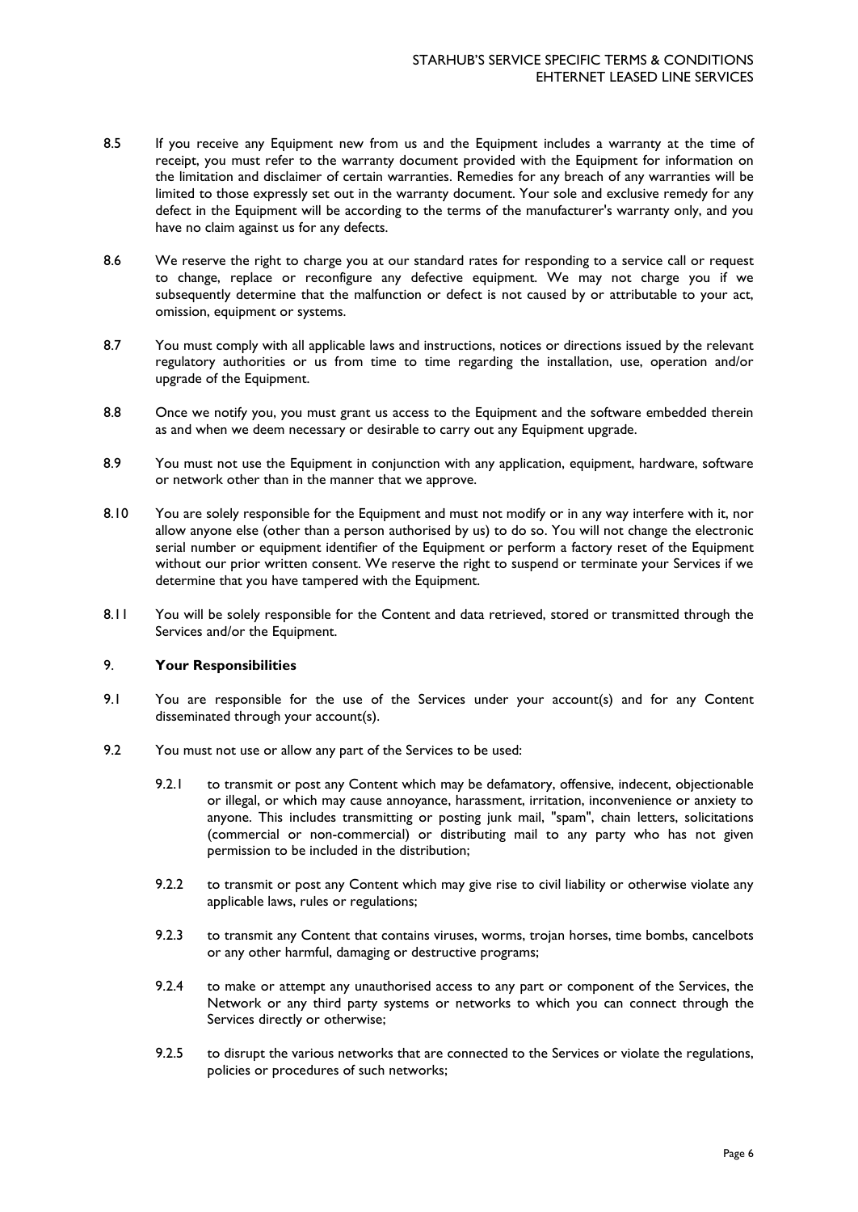8.5 If you receive any Equipment new from us and the Equipment includes a warranty at the time of receipt, you must refer to the warranty document provided with the Equipment for information on the limitation and disclaimer of certain warranties. Remedies for any breach of any warranties will be limited to those expressly set out in the warranty document. Your sole and exclusive remedy for any defect in the Equipment will be according to the terms of the manufacturer's warranty only, and you have no claim against us for any defects.

8.6 We reserve the right to charge you at our standard rates for responding to a service call or request to change, replace or reconfigure any defective equipment. We may not charge you if we subsequently determine that the malfunction or defect is not caused by or attributable to your act, omission, equipment or systems.

8.7 You must comply with all applicable laws and instructions, notices or directions issued by the relevant regulatory authorities or us from time to time regarding the installation, use, operation and/or upgrade of the Equipment.

8.8 Once we notify you, you must grant us access to the Equipment and the software embedded therein as and when we deem necessary or desirable to carry out any Equipment upgrade.

8.9 You must not use the Equipment in conjunction with any application, equipment, hardware, software or network other than in the manner that we approve.

8.10 You are solely responsible for the Equipment and must not modify or in any way interfere with it, nor allow anyone else (other than a person authorised by us) to do so. You will not change the electronic serial number or equipment identifier of the Equipment or perform a factory reset of the Equipment without our prior written consent. We reserve the right to suspend or terminate your Services if we determine that you have tampered with the Equipment.

8.11 You will be solely responsible for the Content and data retrieved, stored or transmitted through the Services and/or the Equipment.

## 9. **Your Responsibilities**

9.1 You are responsible for the use of the Services under your account(s) and for any Content disseminated through your account(s).

9.2 You must not use or allow any part of the Services to be used:

9.2.1 to transmit or post any Content which may be defamatory, offensive, indecent, objectionable or illegal, or which may cause annoyance, harassment, irritation, inconvenience or anxiety to anyone. This includes transmitting or posting junk mail, "spam", chain letters, solicitations (commercial or non-commercial) or distributing mail to any party who has not given permission to be included in the distribution;

9.2.2 to transmit or post any Content which may give rise to civil liability or otherwise violate any applicable laws, rules or regulations;

9.2.3 to transmit any Content that contains viruses, worms, trojan horses, time bombs, cancelbots or any other harmful, damaging or destructive programs;

9.2.4 to make or attempt any unauthorised access to any part or component of the Services, the Network or any third party systems or networks to which you can connect through the Services directly or otherwise;

9.2.5 to disrupt the various networks that are connected to the Services or violate the regulations, policies or procedures of such networks;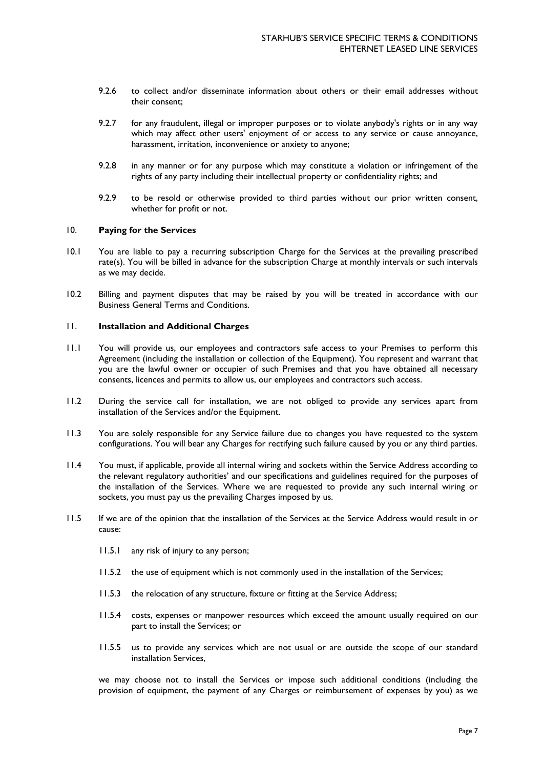9.2.6 to collect and/or disseminate information about others or their email addresses without their consent;

9.2.7 for any fraudulent, illegal or improper purposes or to violate anybody's rights or in any way which may affect other users' enjoyment of or access to any service or cause annoyance, harassment, irritation, inconvenience or anxiety to anyone;

9.2.8 in any manner or for any purpose which may constitute a violation or infringement of the rights of any party including their intellectual property or confidentiality rights; and

9.2.9 to be resold or otherwise provided to third parties without our prior written consent, whether for profit or not.

## 10. **Paying for the Services**

10.1 You are liable to pay a recurring subscription Charge for the Services at the prevailing prescribed rate(s). You will be billed in advance for the subscription Charge at monthly intervals or such intervals as we may decide.

10.2 Billing and payment disputes that may be raised by you will be treated in accordance with our Business General Terms and Conditions.

## 11. **Installation and Additional Charges**

11.1 You will provide us, our employees and contractors safe access to your Premises to perform this Agreement (including the installation or collection of the Equipment). You represent and warrant that you are the lawful owner or occupier of such Premises and that you have obtained all necessary consents, licences and permits to allow us, our employees and contractors such access.

11.2 During the service call for installation, we are not obliged to provide any services apart from installation of the Services and/or the Equipment.

11.3 You are solely responsible for any Service failure due to changes you have requested to the system configurations. You will bear any Charges for rectifying such failure caused by you or any third parties.

11.4 You must, if applicable, provide all internal wiring and sockets within the Service Address according to the relevant regulatory authorities' and our specifications and guidelines required for the purposes of the installation of the Services. Where we are requested to provide any such internal wiring or sockets, you must pay us the prevailing Charges imposed by us.

11.5 If we are of the opinion that the installation of the Services at the Service Address would result in or cause:

11.5.1 any risk of injury to any person;

11.5.2 the use of equipment which is not commonly used in the installation of the Services;

11.5.3 the relocation of any structure, fixture or fitting at the Service Address;

11.5.4 costs, expenses or manpower resources which exceed the amount usually required on our part to install the Services; or

11.5.5 us to provide any services which are not usual or are outside the scope of our standard installation Services,

we may choose not to install the Services or impose such additional conditions (including the provision of equipment, the payment of any Charges or reimbursement of expenses by you) as we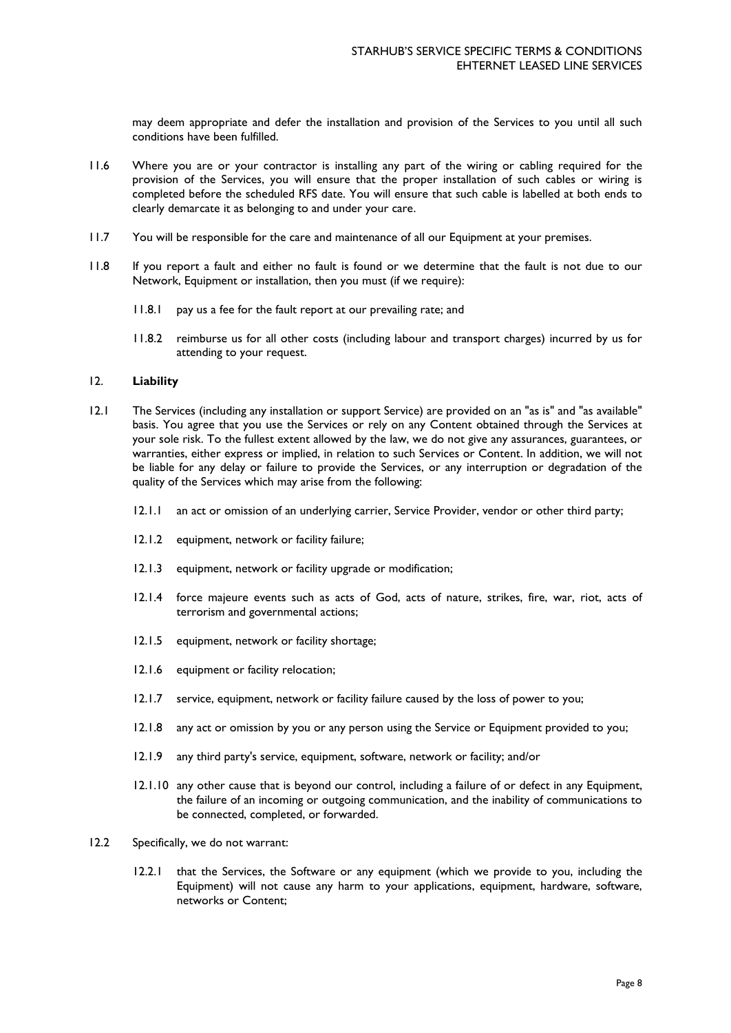may deem appropriate and defer the installation and provision of the Services to you until all such conditions have been fulfilled.

11.6 Where you are or your contractor is installing any part of the wiring or cabling required for the provision of the Services, you will ensure that the proper installation of such cables or wiring is completed before the scheduled RFS date. You will ensure that such cable is labelled at both ends to clearly demarcate it as belonging to and under your care.

11.7 You will be responsible for the care and maintenance of all our Equipment at your premises.

11.8 If you report a fault and either no fault is found or we determine that the fault is not due to our Network, Equipment or installation, then you must (if we require):

11.8.1 pay us a fee for the fault report at our prevailing rate; and

11.8.2 reimburse us for all other costs (including labour and transport charges) incurred by us for attending to your request.

## 12. **Liability**

12.1 The Services (including any installation or support Service) are provided on an "as is" and "as available" basis. You agree that you use the Services or rely on any Content obtained through the Services at your sole risk. To the fullest extent allowed by the law, we do not give any assurances, guarantees, or warranties, either express or implied, in relation to such Services or Content. In addition, we will not be liable for any delay or failure to provide the Services, or any interruption or degradation of the quality of the Services which may arise from the following:

12.1.1 an act or omission of an underlying carrier, Service Provider, vendor or other third party;

12.1.2 equipment, network or facility failure;

12.1.3 equipment, network or facility upgrade or modification;

12.1.4 force majeure events such as acts of God, acts of nature, strikes, fire, war, riot, acts of terrorism and governmental actions;

12.1.5 equipment, network or facility shortage;

12.1.6 equipment or facility relocation;

12.1.7 service, equipment, network or facility failure caused by the loss of power to you;

12.1.8 any act or omission by you or any person using the Service or Equipment provided to you;

12.1.9 any third party's service, equipment, software, network or facility; and/or

12.1.10 any other cause that is beyond our control, including a failure of or defect in any Equipment, the failure of an incoming or outgoing communication, and the inability of communications to be connected, completed, or forwarded.

12.2 Specifically, we do not warrant:

12.2.1 that the Services, the Software or any equipment (which we provide to you, including the Equipment) will not cause any harm to your applications, equipment, hardware, software, networks or Content;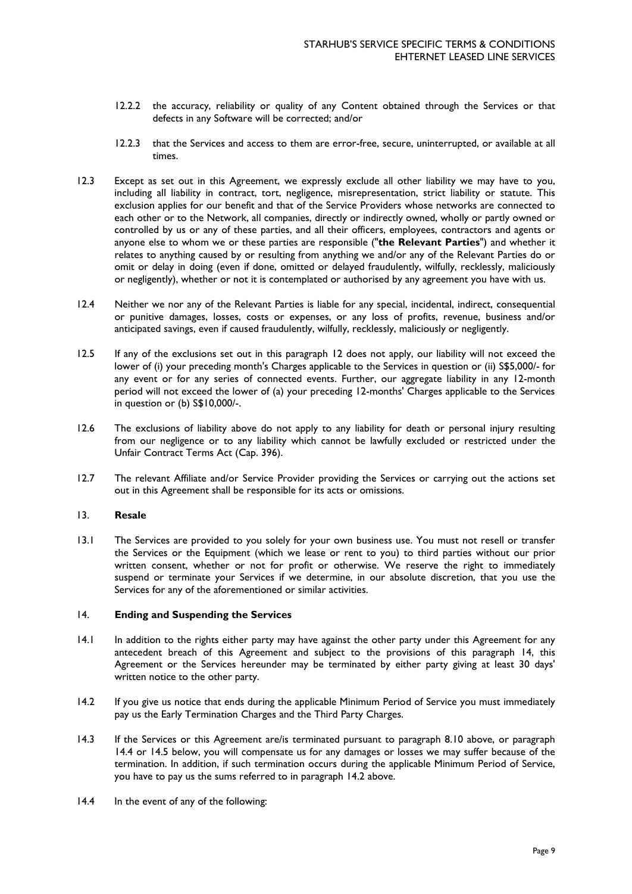12.2.2 the accuracy, reliability or quality of any Content obtained through the Services or that defects in any Software will be corrected; and/or

12.2.3 that the Services and access to them are error-free, secure, uninterrupted, or available at all times.

12.3 Except as set out in this Agreement, we expressly exclude all other liability we may have to you, including all liability in contract, tort, negligence, misrepresentation, strict liability or statute. This exclusion applies for our benefit and that of the Service Providers whose networks are connected to each other or to the Network, all companies, directly or indirectly owned, wholly or partly owned or controlled by us or any of these parties, and all their officers, employees, contractors and agents or anyone else to whom we or these parties are responsible ("**the Relevant Parties**") and whether it relates to anything caused by or resulting from anything we and/or any of the Relevant Parties do or omit or delay in doing (even if done, omitted or delayed fraudulently, wilfully, recklessly, maliciously or negligently), whether or not it is contemplated or authorised by any agreement you have with us.

12.4 Neither we nor any of the Relevant Parties is liable for any special, incidental, indirect, consequential or punitive damages, losses, costs or expenses, or any loss of profits, revenue, business and/or anticipated savings, even if caused fraudulently, wilfully, recklessly, maliciously or negligently.

12.5 If any of the exclusions set out in this paragraph 12 does not apply, our liability will not exceed the lower of (i) your preceding month's Charges applicable to the Services in question or (ii) S$5,000/- for any event or for any series of connected events. Further, our aggregate liability in any 12-month period will not exceed the lower of (a) your preceding 12-months' Charges applicable to the Services in question or (b) S$10,000/-.

12.6 The exclusions of liability above do not apply to any liability for death or personal injury resulting from our negligence or to any liability which cannot be lawfully excluded or restricted under the Unfair Contract Terms Act (Cap. 396).

12.7 The relevant Affiliate and/or Service Provider providing the Services or carrying out the actions set out in this Agreement shall be responsible for its acts or omissions.

## 13. Resale

13.1 The Services are provided to you solely for your own business use. You must not resell or transfer the Services or the Equipment (which we lease or rent to you) to third parties without our prior written consent, whether or not for profit or otherwise. We reserve the right to immediately suspend or terminate your Services if we determine, in our absolute discretion, that you use the Services for any of the aforementioned or similar activities.

## 14. Ending and Suspending the Services

14.1 In addition to the rights either party may have against the other party under this Agreement for any antecedent breach of this Agreement and subject to the provisions of this paragraph 14, this Agreement or the Services hereunder may be terminated by either party giving at least 30 days' written notice to the other party.

14.2 If you give us notice that ends during the applicable Minimum Period of Service you must immediately pay us the Early Termination Charges and the Third Party Charges.

14.3 If the Services or this Agreement are/is terminated pursuant to paragraph 8.10 above, or paragraph 14.4 or 14.5 below, you will compensate us for any damages or losses we may suffer because of the termination. In addition, if such termination occurs during the applicable Minimum Period of Service, you have to pay us the sums referred to in paragraph 14.2 above.

14.4 In the event of any of the following: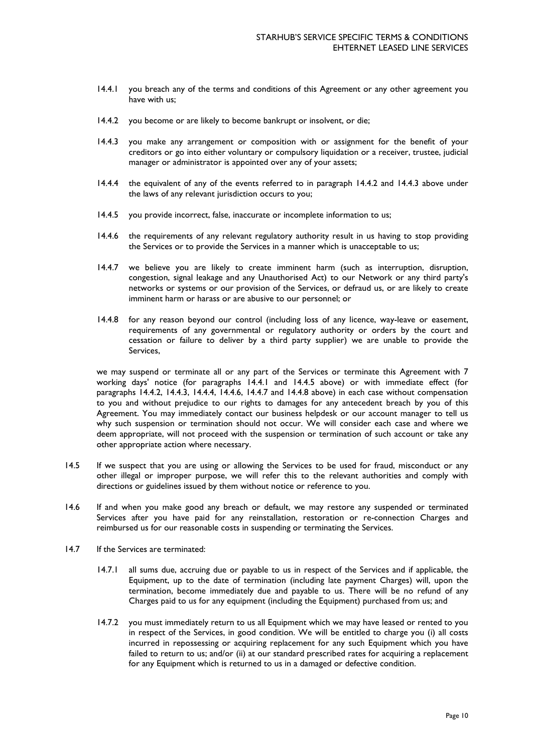14.4.1 you breach any of the terms and conditions of this Agreement or any other agreement you have with us;

14.4.2 you become or are likely to become bankrupt or insolvent, or die;

14.4.3 you make any arrangement or composition with or assignment for the benefit of your creditors or go into either voluntary or compulsory liquidation or a receiver, trustee, judicial manager or administrator is appointed over any of your assets;

14.4.4 the equivalent of any of the events referred to in paragraph 14.4.2 and 14.4.3 above under the laws of any relevant jurisdiction occurs to you;

14.4.5 you provide incorrect, false, inaccurate or incomplete information to us;

14.4.6 the requirements of any relevant regulatory authority result in us having to stop providing the Services or to provide the Services in a manner which is unacceptable to us;

14.4.7 we believe you are likely to create imminent harm (such as interruption, disruption, congestion, signal leakage and any Unauthorised Act) to our Network or any third party's networks or systems or our provision of the Services, or defraud us, or are likely to create imminent harm or harass or are abusive to our personnel; or

14.4.8 for any reason beyond our control (including loss of any licence, way-leave or easement, requirements of any governmental or regulatory authority or orders by the court and cessation or failure to deliver by a third party supplier) we are unable to provide the Services,

we may suspend or terminate all or any part of the Services or terminate this Agreement with 7 working days' notice (for paragraphs 14.4.1 and 14.4.5 above) or with immediate effect (for paragraphs 14.4.2, 14.4.3, 14.4.4, 14.4.6, 14.4.7 and 14.4.8 above) in each case without compensation to you and without prejudice to our rights to damages for any antecedent breach by you of this Agreement. You may immediately contact our business helpdesk or our account manager to tell us why such suspension or termination should not occur. We will consider each case and where we deem appropriate, will not proceed with the suspension or termination of such account or take any other appropriate action where necessary.

14.5 If we suspect that you are using or allowing the Services to be used for fraud, misconduct or any other illegal or improper purpose, we will refer this to the relevant authorities and comply with directions or guidelines issued by them without notice or reference to you.

14.6 If and when you make good any breach or default, we may restore any suspended or terminated Services after you have paid for any reinstallation, restoration or re-connection Charges and reimbursed us for our reasonable costs in suspending or terminating the Services.

14.7 If the Services are terminated:

14.7.1 all sums due, accruing due or payable to us in respect of the Services and if applicable, the Equipment, up to the date of termination (including late payment Charges) will, upon the termination, become immediately due and payable to us. There will be no refund of any Charges paid to us for any equipment (including the Equipment) purchased from us; and

14.7.2 you must immediately return to us all Equipment which we may have leased or rented to you in respect of the Services, in good condition. We will be entitled to charge you (i) all costs incurred in repossessing or acquiring replacement for any such Equipment which you have failed to return to us; and/or (ii) at our standard prescribed rates for acquiring a replacement for any Equipment which is returned to us in a damaged or defective condition.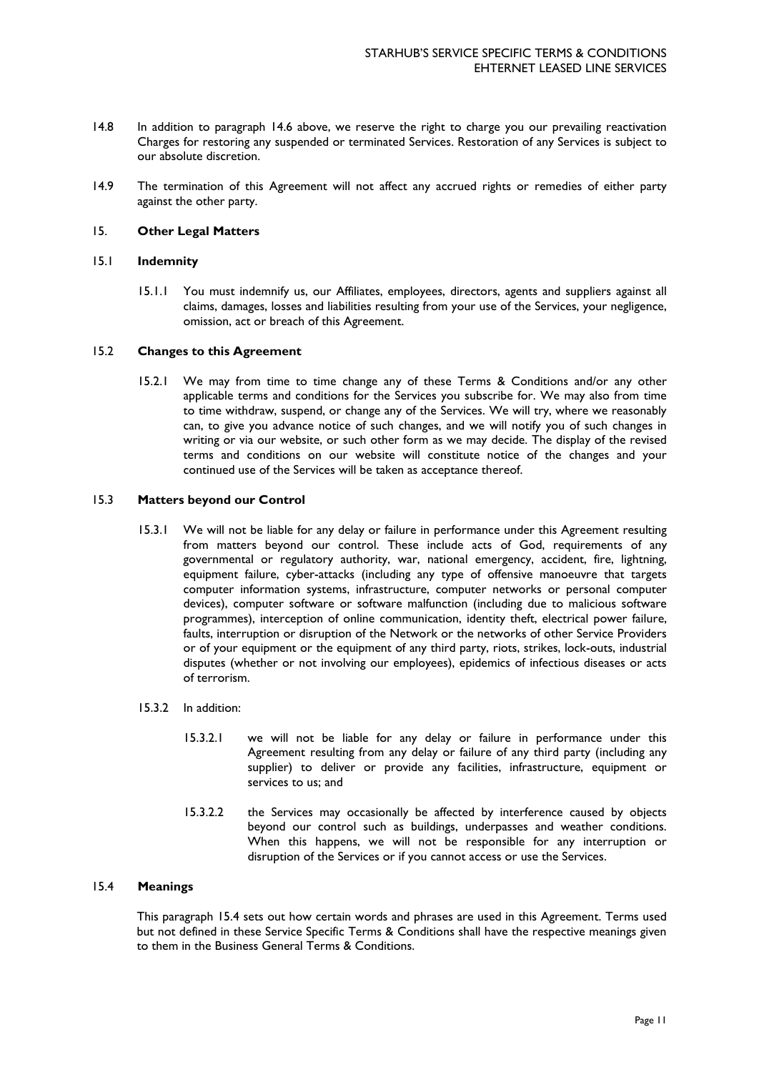14.8 In addition to paragraph 14.6 above, we reserve the right to charge you our prevailing reactivation Charges for restoring any suspended or terminated Services. Restoration of any Services is subject to our absolute discretion.

14.9 The termination of this Agreement will not affect any accrued rights or remedies of either party against the other party.

## 15. **Other Legal Matters**

### 15.1 **Indemnity**

15.1.1 You must indemnify us, our Affiliates, employees, directors, agents and suppliers against all claims, damages, losses and liabilities resulting from your use of the Services, your negligence, omission, act or breach of this Agreement.

### 15.2 **Changes to this Agreement**

15.2.1 We may from time to time change any of these Terms & Conditions and/or any other applicable terms and conditions for the Services you subscribe for. We may also from time to time withdraw, suspend, or change any of the Services. We will try, where we reasonably can, to give you advance notice of such changes, and we will notify you of such changes in writing or via our website, or such other form as we may decide. The display of the revised terms and conditions on our website will constitute notice of the changes and your continued use of the Services will be taken as acceptance thereof.

### 15.3 **Matters beyond our Control**

15.3.1 We will not be liable for any delay or failure in performance under this Agreement resulting from matters beyond our control. These include acts of God, requirements of any governmental or regulatory authority, war, national emergency, accident, fire, lightning, equipment failure, cyber-attacks (including any type of offensive manoeuvre that targets computer information systems, infrastructure, computer networks or personal computer devices), computer software or software malfunction (including due to malicious software programmes), interception of online communication, identity theft, electrical power failure, faults, interruption or disruption of the Network or the networks of other Service Providers or of your equipment or the equipment of any third party, riots, strikes, lock-outs, industrial disputes (whether or not involving our employees), epidemics of infectious diseases or acts of terrorism.

15.3.2 In addition:

15.3.2.1 we will not be liable for any delay or failure in performance under this Agreement resulting from any delay or failure of any third party (including any supplier) to deliver or provide any facilities, infrastructure, equipment or services to us; and

15.3.2.2 the Services may occasionally be affected by interference caused by objects beyond our control such as buildings, underpasses and weather conditions. When this happens, we will not be responsible for any interruption or disruption of the Services or if you cannot access or use the Services.

### 15.4 **Meanings**

This paragraph 15.4 sets out how certain words and phrases are used in this Agreement. Terms used but not defined in these Service Specific Terms & Conditions shall have the respective meanings given to them in the Business General Terms & Conditions.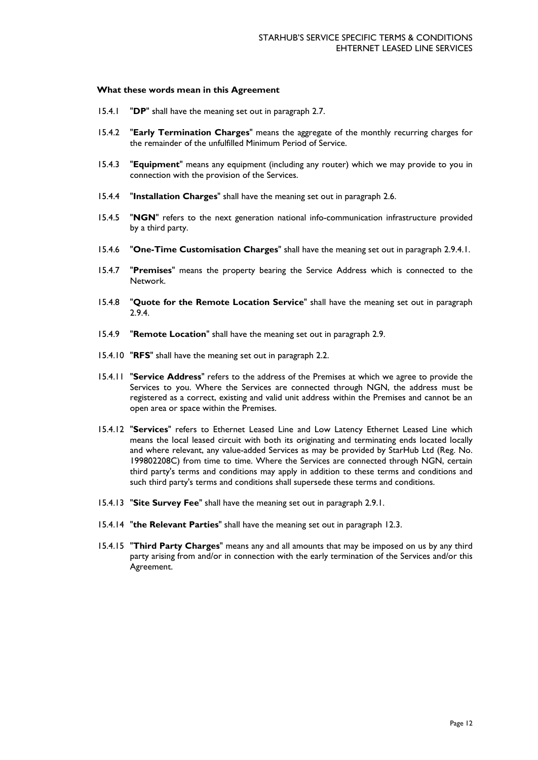**What these words mean in this Agreement**

15.4.1 "**DP**" shall have the meaning set out in paragraph 2.7.

15.4.2 "**Early Termination Charges**" means the aggregate of the monthly recurring charges for the remainder of the unfulfilled Minimum Period of Service.

15.4.3 "**Equipment**" means any equipment (including any router) which we may provide to you in connection with the provision of the Services.

15.4.4 "**Installation Charges**" shall have the meaning set out in paragraph 2.6.

15.4.5 "**NGN**" refers to the next generation national info-communication infrastructure provided by a third party.

15.4.6 "**One-Time Customisation Charges**" shall have the meaning set out in paragraph 2.9.4.1.

15.4.7 "**Premises**" means the property bearing the Service Address which is connected to the Network.

15.4.8 "**Quote for the Remote Location Service**" shall have the meaning set out in paragraph 2.9.4.

15.4.9 "**Remote Location**" shall have the meaning set out in paragraph 2.9.

15.4.10 "**RFS**" shall have the meaning set out in paragraph 2.2.

15.4.11 "**Service Address**" refers to the address of the Premises at which we agree to provide the Services to you. Where the Services are connected through NGN, the address must be registered as a correct, existing and valid unit address within the Premises and cannot be an open area or space within the Premises.

15.4.12 "**Services**" refers to Ethernet Leased Line and Low Latency Ethernet Leased Line which means the local leased circuit with both its originating and terminating ends located locally and where relevant, any value-added Services as may be provided by StarHub Ltd (Reg. No. 199802208C) from time to time. Where the Services are connected through NGN, certain third party's terms and conditions may apply in addition to these terms and conditions and such third party's terms and conditions shall supersede these terms and conditions.

15.4.13 "**Site Survey Fee**" shall have the meaning set out in paragraph 2.9.1.

15.4.14 "**the Relevant Parties**" shall have the meaning set out in paragraph 12.3.

15.4.15 "**Third Party Charges**" means any and all amounts that may be imposed on us by any third party arising from and/or in connection with the early termination of the Services and/or this Agreement.